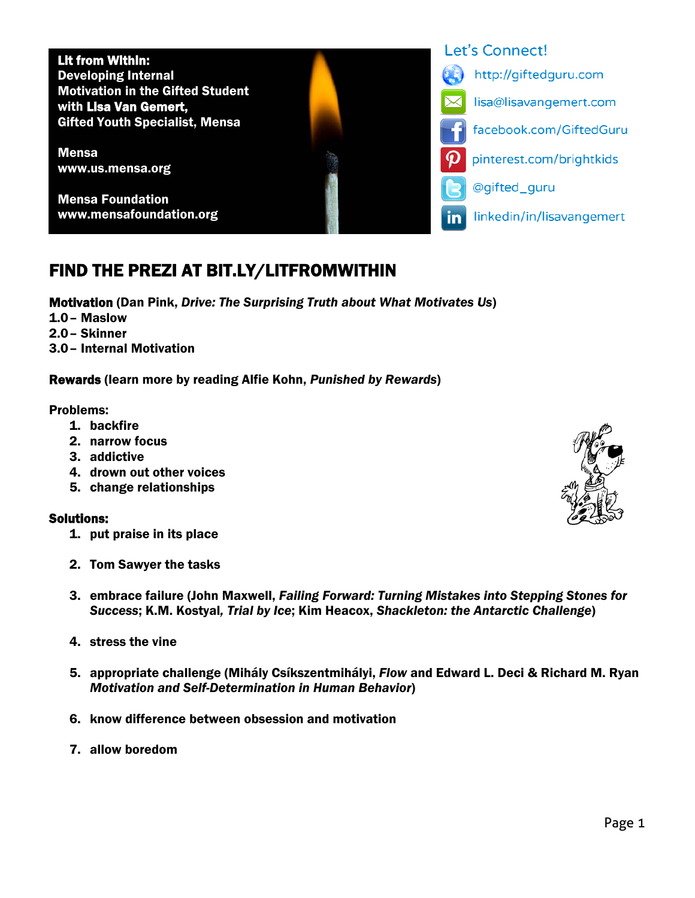**Lit from Within:**
**Developing Internal Motivation in the Gifted Student with Lisa Van Gemert, Gifted Youth Specialist, Mensa**

**Mensa**
**www.us.mensa.org**

**Mensa Foundation**
**www.mensafoundation.org**

Let's Connect!

- http://giftedguru.com
- lisa@lisavangemert.com
- facebook.com/GiftedGuru
- pinterest.com/brightkids
- @gifted_guru
- linkedin/in/lisavangemert

# FIND THE PREZI AT BIT.LY/LITFROMWITHIN

**Motivation** (Dan Pink, *Drive: The Surprising Truth about What Motivates Us*)
**1.0 – Maslow**
**2.0 – Skinner**
**3.0 – Internal Motivation**

**Rewards** (learn more by reading Alfie Kohn, *Punished by Rewards*)

**Problems:**

1. backfire
2. narrow focus
3. addictive
4. drown out other voices
5. change relationships

**Solutions:**

1. put praise in its place
2. Tom Sawyer the tasks
3. embrace failure (John Maxwell, *Failing Forward: Turning Mistakes into Stepping Stones for Success*; K.M. Kostyal, *Trial by Ice*; Kim Heacox, *Shackleton: the Antarctic Challenge*)
4. stress the vine
5. appropriate challenge (Mihály Csíkszentmihályi, *Flow* and Edward L. Deci & Richard M. Ryan *Motivation and Self-Determination in Human Behavior*)
6. know difference between obsession and motivation
7. allow boredom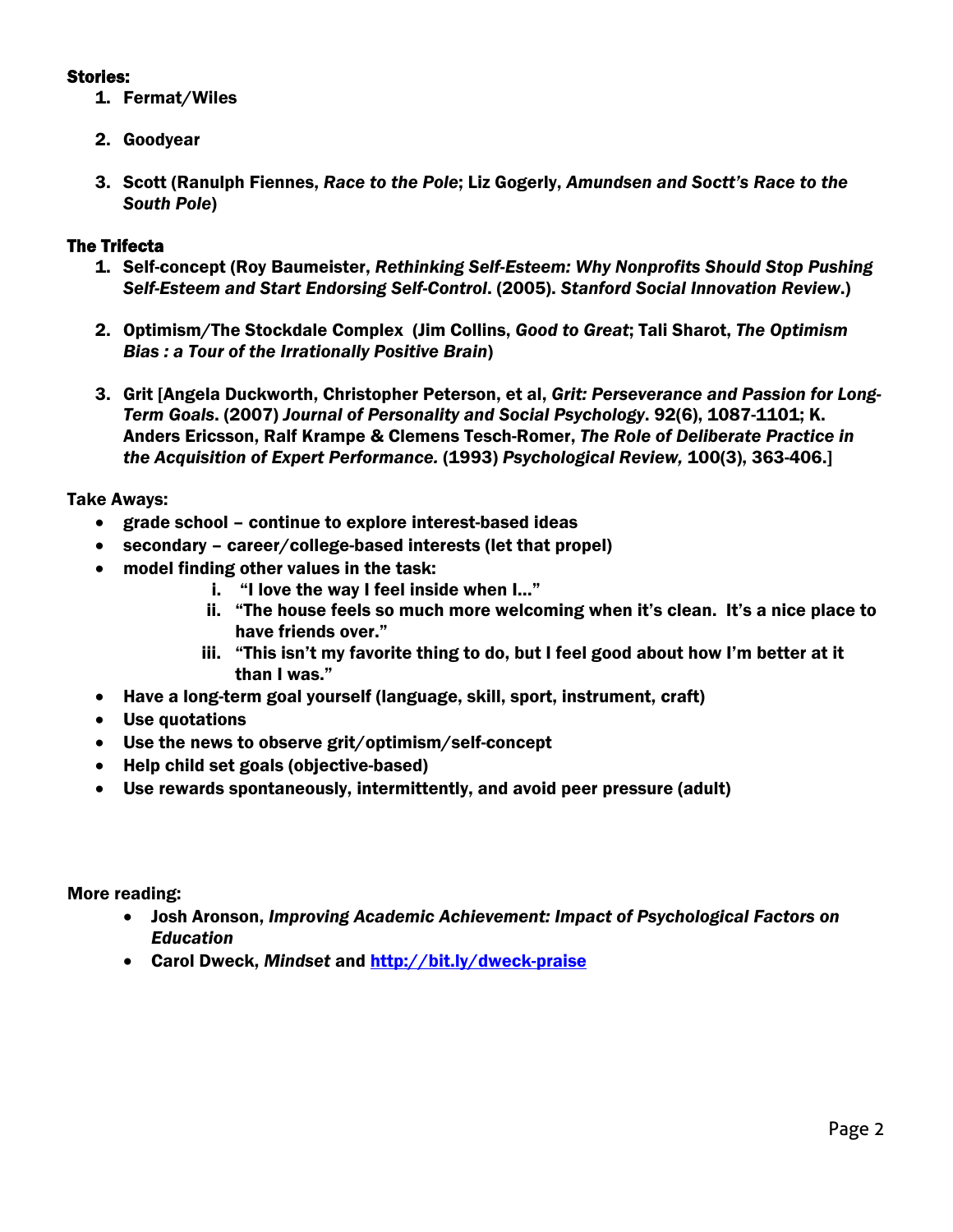**Stories:**

1. **Fermat/Wiles**

2. **Goodyear**

3. **Scott (Ranulph Fiennes, *Race to the Pole*; Liz Gogerly, *Amundsen and Soctt's Race to the South Pole*)**

**The Trifecta**

1. **Self-concept (Roy Baumeister, *Rethinking Self-Esteem: Why Nonprofits Should Stop Pushing Self-Esteem and Start Endorsing Self-Control*. (2005). *Stanford Social Innovation Review*.)**

2. **Optimism/The Stockdale Complex (Jim Collins, *Good to Great*; Tali Sharot, *The Optimism Bias : a Tour of the Irrationally Positive Brain*)**

3. **Grit [Angela Duckworth, Christopher Peterson, et al, *Grit: Perseverance and Passion for Long-Term Goals*. (2007) *Journal of Personality and Social Psychology*. 92(6), 1087-1101; K. Anders Ericsson, Ralf Krampe & Clemens Tesch-Romer, *The Role of Deliberate Practice in the Acquisition of Expert Performance.* (1993) *Psychological Review,* 100(3), 363-406.]**

**Take Aways:**

- **grade school – continue to explore interest-based ideas**
- **secondary – career/college-based interests (let that propel)**
- **model finding other values in the task:**
  - i. **"I love the way I feel inside when I…"**
  - ii. **"The house feels so much more welcoming when it's clean. It's a nice place to have friends over."**
  - iii. **"This isn't my favorite thing to do, but I feel good about how I'm better at it than I was."**
- **Have a long-term goal yourself (language, skill, sport, instrument, craft)**
- **Use quotations**
- **Use the news to observe grit/optimism/self-concept**
- **Help child set goals (objective-based)**
- **Use rewards spontaneously, intermittently, and avoid peer pressure (adult)**

**More reading:**

- **Josh Aronson, *Improving Academic Achievement: Impact of Psychological Factors on Education***
- **Carol Dweck, *Mindset* and [http://bit.ly/dweck-praise](http://bit.ly/dweck-praise)**